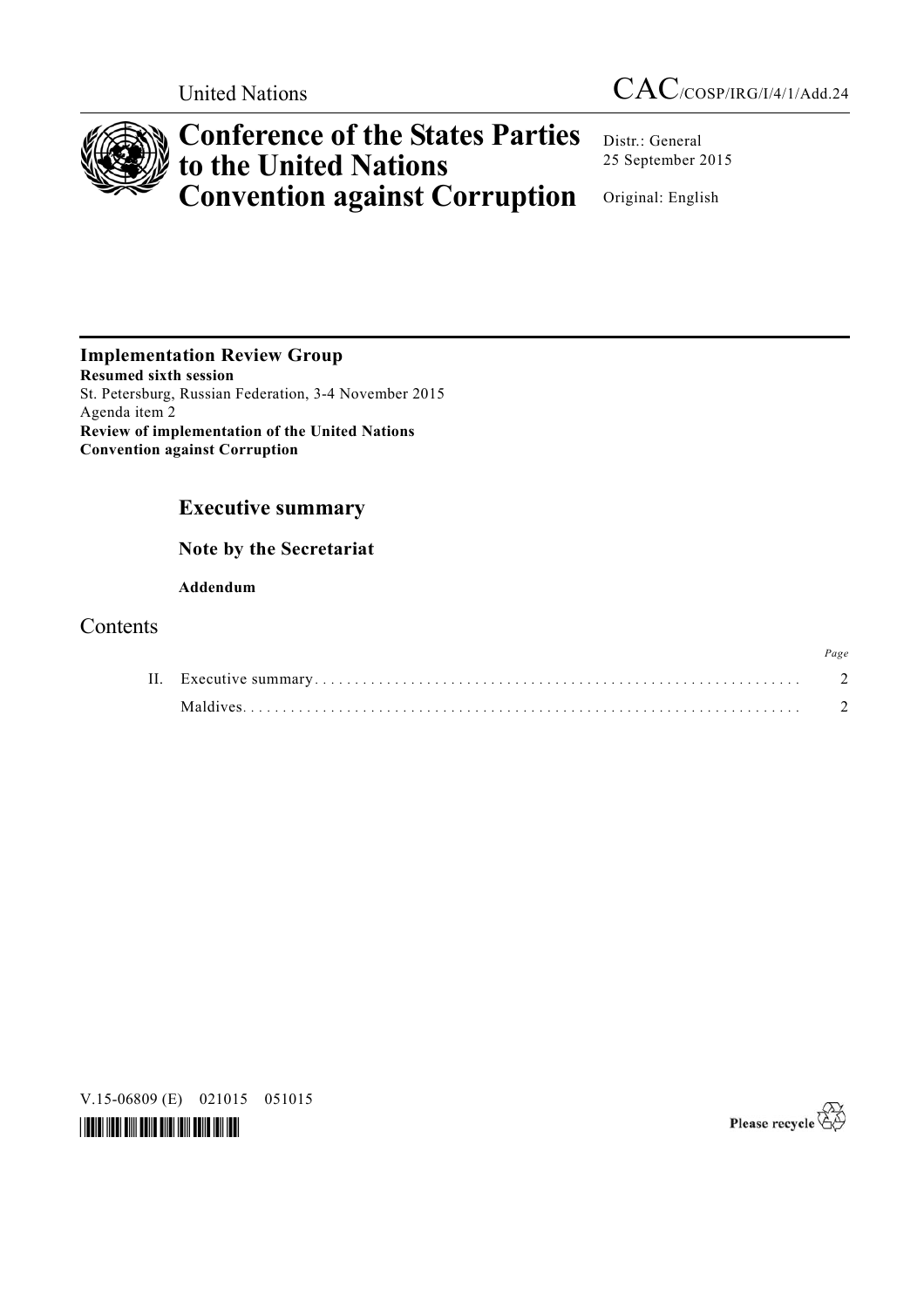United Nations

CAC/COSP/IRG/I/4/1/Add.24

# Conference of the States Parties to the United Nations Convention against Corruption

Distr.: General
25 September 2015

Original: English

**Implementation Review Group**
**Resumed sixth session**
St. Petersburg, Russian Federation, 3-4 November 2015
Agenda item 2
**Review of implementation of the United Nations Convention against Corruption**

## Executive summary

### Note by the Secretariat

**Addendum**

## Contents

| | | Page |
|---|---|---|
| II. | Executive summary | 2 |
| | Maldives | 2 |

V.15-06809 (E) 021015 051015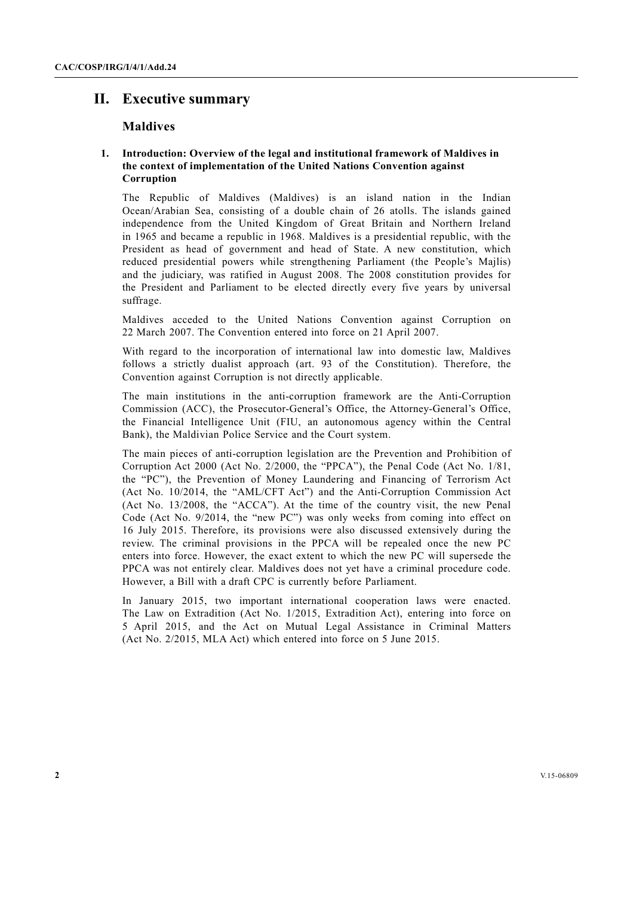# II. Executive summary

## Maldives

### 1. Introduction: Overview of the legal and institutional framework of Maldives in the context of implementation of the United Nations Convention against Corruption

The Republic of Maldives (Maldives) is an island nation in the Indian Ocean/Arabian Sea, consisting of a double chain of 26 atolls. The islands gained independence from the United Kingdom of Great Britain and Northern Ireland in 1965 and became a republic in 1968. Maldives is a presidential republic, with the President as head of government and head of State. A new constitution, which reduced presidential powers while strengthening Parliament (the People's Majlis) and the judiciary, was ratified in August 2008. The 2008 constitution provides for the President and Parliament to be elected directly every five years by universal suffrage.

Maldives acceded to the United Nations Convention against Corruption on 22 March 2007. The Convention entered into force on 21 April 2007.

With regard to the incorporation of international law into domestic law, Maldives follows a strictly dualist approach (art. 93 of the Constitution). Therefore, the Convention against Corruption is not directly applicable.

The main institutions in the anti-corruption framework are the Anti-Corruption Commission (ACC), the Prosecutor-General's Office, the Attorney-General's Office, the Financial Intelligence Unit (FIU, an autonomous agency within the Central Bank), the Maldivian Police Service and the Court system.

The main pieces of anti-corruption legislation are the Prevention and Prohibition of Corruption Act 2000 (Act No. 2/2000, the "PPCA"), the Penal Code (Act No. 1/81, the "PC"), the Prevention of Money Laundering and Financing of Terrorism Act (Act No. 10/2014, the "AML/CFT Act") and the Anti-Corruption Commission Act (Act No. 13/2008, the "ACCA"). At the time of the country visit, the new Penal Code (Act No. 9/2014, the "new PC") was only weeks from coming into effect on 16 July 2015. Therefore, its provisions were also discussed extensively during the review. The criminal provisions in the PPCA will be repealed once the new PC enters into force. However, the exact extent to which the new PC will supersede the PPCA was not entirely clear. Maldives does not yet have a criminal procedure code. However, a Bill with a draft CPC is currently before Parliament.

In January 2015, two important international cooperation laws were enacted. The Law on Extradition (Act No. 1/2015, Extradition Act), entering into force on 5 April 2015, and the Act on Mutual Legal Assistance in Criminal Matters (Act No. 2/2015, MLA Act) which entered into force on 5 June 2015.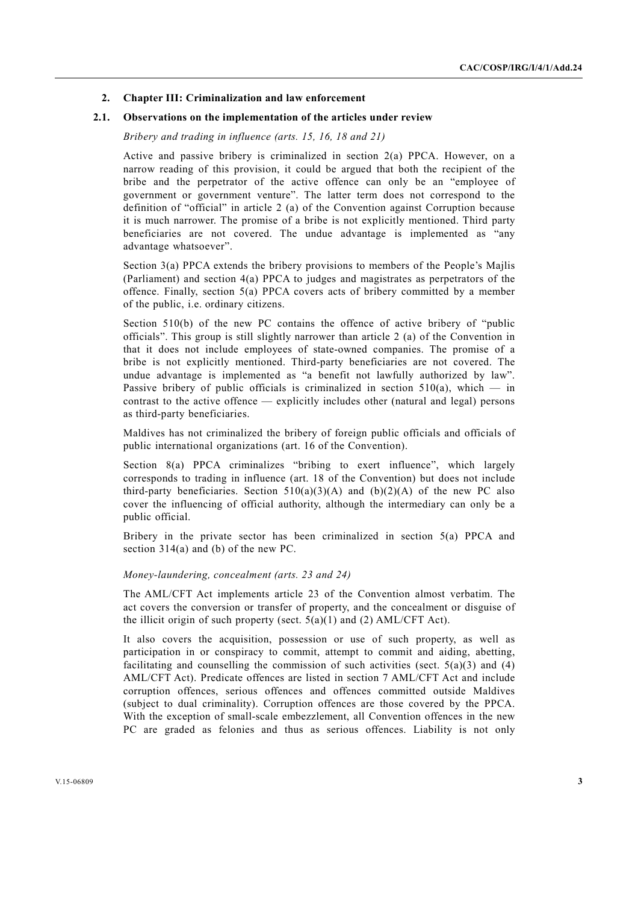## 2. Chapter III: Criminalization and law enforcement

### 2.1. Observations on the implementation of the articles under review

*Bribery and trading in influence (arts. 15, 16, 18 and 21)*

Active and passive bribery is criminalized in section 2(a) PPCA. However, on a narrow reading of this provision, it could be argued that both the recipient of the bribe and the perpetrator of the active offence can only be an "employee of government or government venture". The latter term does not correspond to the definition of "official" in article 2 (a) of the Convention against Corruption because it is much narrower. The promise of a bribe is not explicitly mentioned. Third party beneficiaries are not covered. The undue advantage is implemented as "any advantage whatsoever".

Section 3(a) PPCA extends the bribery provisions to members of the People's Majlis (Parliament) and section 4(a) PPCA to judges and magistrates as perpetrators of the offence. Finally, section 5(a) PPCA covers acts of bribery committed by a member of the public, i.e. ordinary citizens.

Section 510(b) of the new PC contains the offence of active bribery of "public officials". This group is still slightly narrower than article 2 (a) of the Convention in that it does not include employees of state-owned companies. The promise of a bribe is not explicitly mentioned. Third-party beneficiaries are not covered. The undue advantage is implemented as "a benefit not lawfully authorized by law". Passive bribery of public officials is criminalized in section 510(a), which — in contrast to the active offence — explicitly includes other (natural and legal) persons as third-party beneficiaries.

Maldives has not criminalized the bribery of foreign public officials and officials of public international organizations (art. 16 of the Convention).

Section 8(a) PPCA criminalizes "bribing to exert influence", which largely corresponds to trading in influence (art. 18 of the Convention) but does not include third-party beneficiaries. Section 510(a)(3)(A) and (b)(2)(A) of the new PC also cover the influencing of official authority, although the intermediary can only be a public official.

Bribery in the private sector has been criminalized in section 5(a) PPCA and section 314(a) and (b) of the new PC.

*Money-laundering, concealment (arts. 23 and 24)*

The AML/CFT Act implements article 23 of the Convention almost verbatim. The act covers the conversion or transfer of property, and the concealment or disguise of the illicit origin of such property (sect. 5(a)(1) and (2) AML/CFT Act).

It also covers the acquisition, possession or use of such property, as well as participation in or conspiracy to commit, attempt to commit and aiding, abetting, facilitating and counselling the commission of such activities (sect. 5(a)(3) and (4) AML/CFT Act). Predicate offences are listed in section 7 AML/CFT Act and include corruption offences, serious offences and offences committed outside Maldives (subject to dual criminality). Corruption offences are those covered by the PPCA. With the exception of small-scale embezzlement, all Convention offences in the new PC are graded as felonies and thus as serious offences. Liability is not only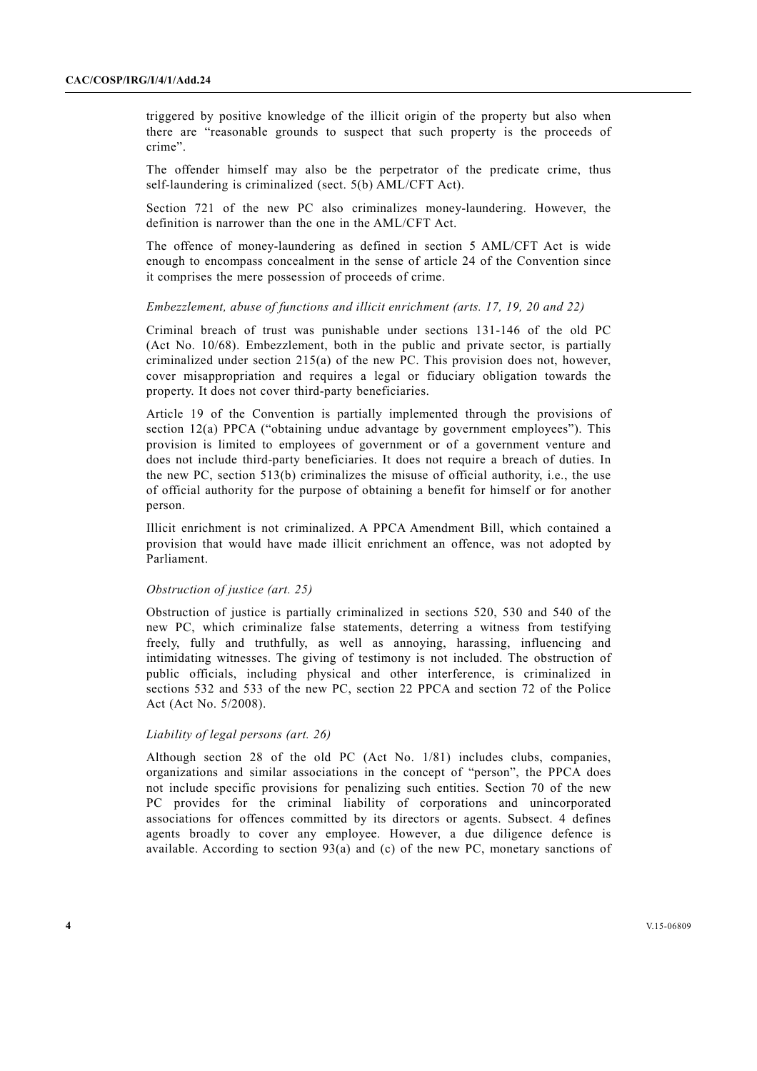triggered by positive knowledge of the illicit origin of the property but also when there are "reasonable grounds to suspect that such property is the proceeds of crime".

The offender himself may also be the perpetrator of the predicate crime, thus self-laundering is criminalized (sect. 5(b) AML/CFT Act).

Section 721 of the new PC also criminalizes money-laundering. However, the definition is narrower than the one in the AML/CFT Act.

The offence of money-laundering as defined in section 5 AML/CFT Act is wide enough to encompass concealment in the sense of article 24 of the Convention since it comprises the mere possession of proceeds of crime.

*Embezzlement, abuse of functions and illicit enrichment (arts. 17, 19, 20 and 22)*

Criminal breach of trust was punishable under sections 131-146 of the old PC (Act No. 10/68). Embezzlement, both in the public and private sector, is partially criminalized under section 215(a) of the new PC. This provision does not, however, cover misappropriation and requires a legal or fiduciary obligation towards the property. It does not cover third-party beneficiaries.

Article 19 of the Convention is partially implemented through the provisions of section 12(a) PPCA ("obtaining undue advantage by government employees"). This provision is limited to employees of government or of a government venture and does not include third-party beneficiaries. It does not require a breach of duties. In the new PC, section 513(b) criminalizes the misuse of official authority, i.e., the use of official authority for the purpose of obtaining a benefit for himself or for another person.

Illicit enrichment is not criminalized. A PPCA Amendment Bill, which contained a provision that would have made illicit enrichment an offence, was not adopted by Parliament.

*Obstruction of justice (art. 25)*

Obstruction of justice is partially criminalized in sections 520, 530 and 540 of the new PC, which criminalize false statements, deterring a witness from testifying freely, fully and truthfully, as well as annoying, harassing, influencing and intimidating witnesses. The giving of testimony is not included. The obstruction of public officials, including physical and other interference, is criminalized in sections 532 and 533 of the new PC, section 22 PPCA and section 72 of the Police Act (Act No. 5/2008).

*Liability of legal persons (art. 26)*

Although section 28 of the old PC (Act No. 1/81) includes clubs, companies, organizations and similar associations in the concept of "person", the PPCA does not include specific provisions for penalizing such entities. Section 70 of the new PC provides for the criminal liability of corporations and unincorporated associations for offences committed by its directors or agents. Subsect. 4 defines agents broadly to cover any employee. However, a due diligence defence is available. According to section 93(a) and (c) of the new PC, monetary sanctions of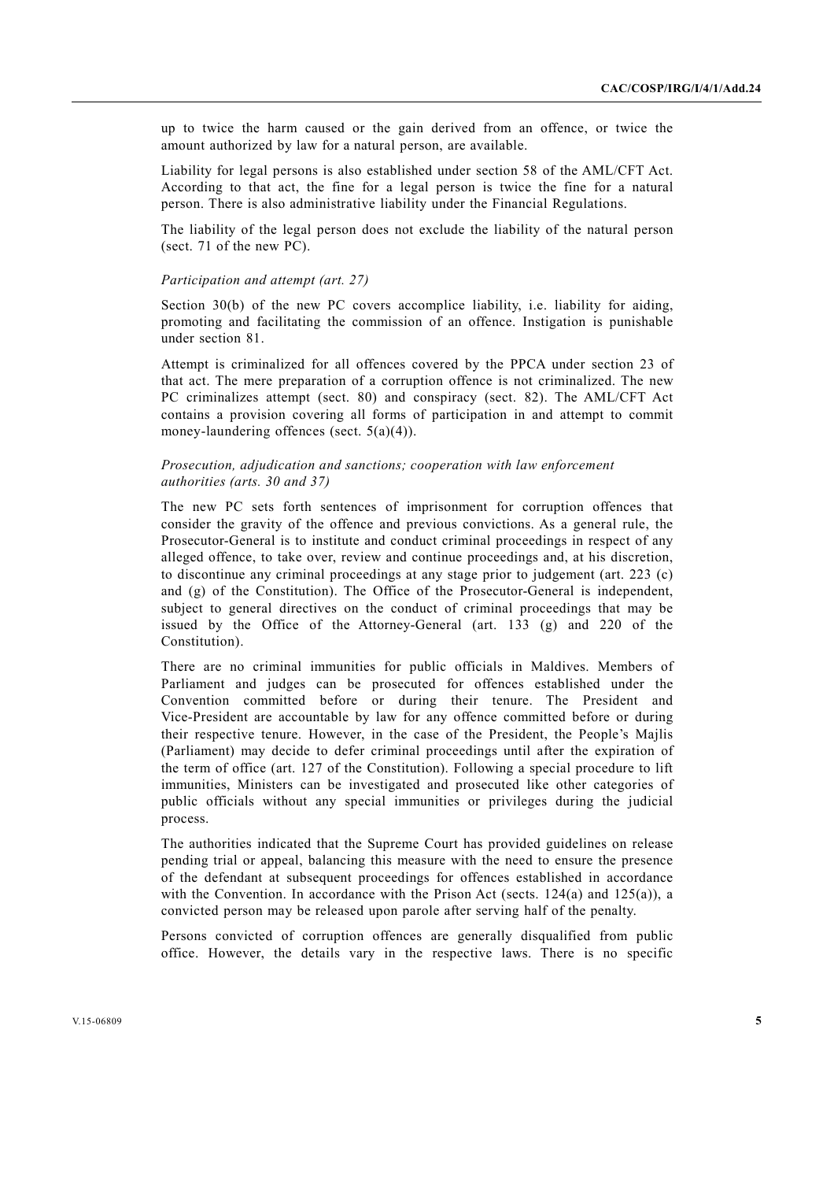up to twice the harm caused or the gain derived from an offence, or twice the amount authorized by law for a natural person, are available.

Liability for legal persons is also established under section 58 of the AML/CFT Act. According to that act, the fine for a legal person is twice the fine for a natural person. There is also administrative liability under the Financial Regulations.

The liability of the legal person does not exclude the liability of the natural person (sect. 71 of the new PC).

*Participation and attempt (art. 27)*

Section 30(b) of the new PC covers accomplice liability, i.e. liability for aiding, promoting and facilitating the commission of an offence. Instigation is punishable under section 81.

Attempt is criminalized for all offences covered by the PPCA under section 23 of that act. The mere preparation of a corruption offence is not criminalized. The new PC criminalizes attempt (sect. 80) and conspiracy (sect. 82). The AML/CFT Act contains a provision covering all forms of participation in and attempt to commit money-laundering offences (sect. 5(a)(4)).

*Prosecution, adjudication and sanctions; cooperation with law enforcement authorities (arts. 30 and 37)*

The new PC sets forth sentences of imprisonment for corruption offences that consider the gravity of the offence and previous convictions. As a general rule, the Prosecutor-General is to institute and conduct criminal proceedings in respect of any alleged offence, to take over, review and continue proceedings and, at his discretion, to discontinue any criminal proceedings at any stage prior to judgement (art. 223 (c) and (g) of the Constitution). The Office of the Prosecutor-General is independent, subject to general directives on the conduct of criminal proceedings that may be issued by the Office of the Attorney-General (art. 133 (g) and 220 of the Constitution).

There are no criminal immunities for public officials in Maldives. Members of Parliament and judges can be prosecuted for offences established under the Convention committed before or during their tenure. The President and Vice-President are accountable by law for any offence committed before or during their respective tenure. However, in the case of the President, the People's Majlis (Parliament) may decide to defer criminal proceedings until after the expiration of the term of office (art. 127 of the Constitution). Following a special procedure to lift immunities, Ministers can be investigated and prosecuted like other categories of public officials without any special immunities or privileges during the judicial process.

The authorities indicated that the Supreme Court has provided guidelines on release pending trial or appeal, balancing this measure with the need to ensure the presence of the defendant at subsequent proceedings for offences established in accordance with the Convention. In accordance with the Prison Act (sects. 124(a) and 125(a)), a convicted person may be released upon parole after serving half of the penalty.

Persons convicted of corruption offences are generally disqualified from public office. However, the details vary in the respective laws. There is no specific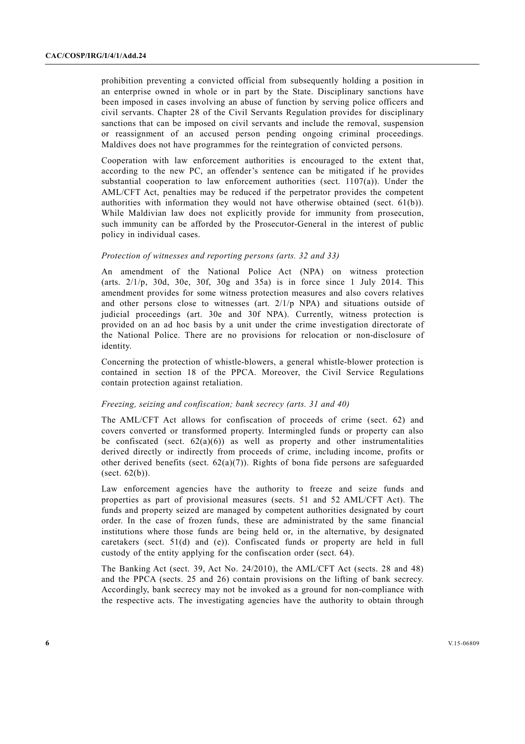prohibition preventing a convicted official from subsequently holding a position in an enterprise owned in whole or in part by the State. Disciplinary sanctions have been imposed in cases involving an abuse of function by serving police officers and civil servants. Chapter 28 of the Civil Servants Regulation provides for disciplinary sanctions that can be imposed on civil servants and include the removal, suspension or reassignment of an accused person pending ongoing criminal proceedings. Maldives does not have programmes for the reintegration of convicted persons.

Cooperation with law enforcement authorities is encouraged to the extent that, according to the new PC, an offender's sentence can be mitigated if he provides substantial cooperation to law enforcement authorities (sect. 1107(a)). Under the AML/CFT Act, penalties may be reduced if the perpetrator provides the competent authorities with information they would not have otherwise obtained (sect. 61(b)). While Maldivian law does not explicitly provide for immunity from prosecution, such immunity can be afforded by the Prosecutor-General in the interest of public policy in individual cases.

*Protection of witnesses and reporting persons (arts. 32 and 33)*

An amendment of the National Police Act (NPA) on witness protection (arts. 2/1/p, 30d, 30e, 30f, 30g and 35a) is in force since 1 July 2014. This amendment provides for some witness protection measures and also covers relatives and other persons close to witnesses (art. 2/1/p NPA) and situations outside of judicial proceedings (art. 30e and 30f NPA). Currently, witness protection is provided on an ad hoc basis by a unit under the crime investigation directorate of the National Police. There are no provisions for relocation or non-disclosure of identity.

Concerning the protection of whistle-blowers, a general whistle-blower protection is contained in section 18 of the PPCA. Moreover, the Civil Service Regulations contain protection against retaliation.

*Freezing, seizing and confiscation; bank secrecy (arts. 31 and 40)*

The AML/CFT Act allows for confiscation of proceeds of crime (sect. 62) and covers converted or transformed property. Intermingled funds or property can also be confiscated (sect. 62(a)(6)) as well as property and other instrumentalities derived directly or indirectly from proceeds of crime, including income, profits or other derived benefits (sect. 62(a)(7)). Rights of bona fide persons are safeguarded (sect. 62(b)).

Law enforcement agencies have the authority to freeze and seize funds and properties as part of provisional measures (sects. 51 and 52 AML/CFT Act). The funds and property seized are managed by competent authorities designated by court order. In the case of frozen funds, these are administrated by the same financial institutions where those funds are being held or, in the alternative, by designated caretakers (sect. 51(d) and (e)). Confiscated funds or property are held in full custody of the entity applying for the confiscation order (sect. 64).

The Banking Act (sect. 39, Act No. 24/2010), the AML/CFT Act (sects. 28 and 48) and the PPCA (sects. 25 and 26) contain provisions on the lifting of bank secrecy. Accordingly, bank secrecy may not be invoked as a ground for non-compliance with the respective acts. The investigating agencies have the authority to obtain through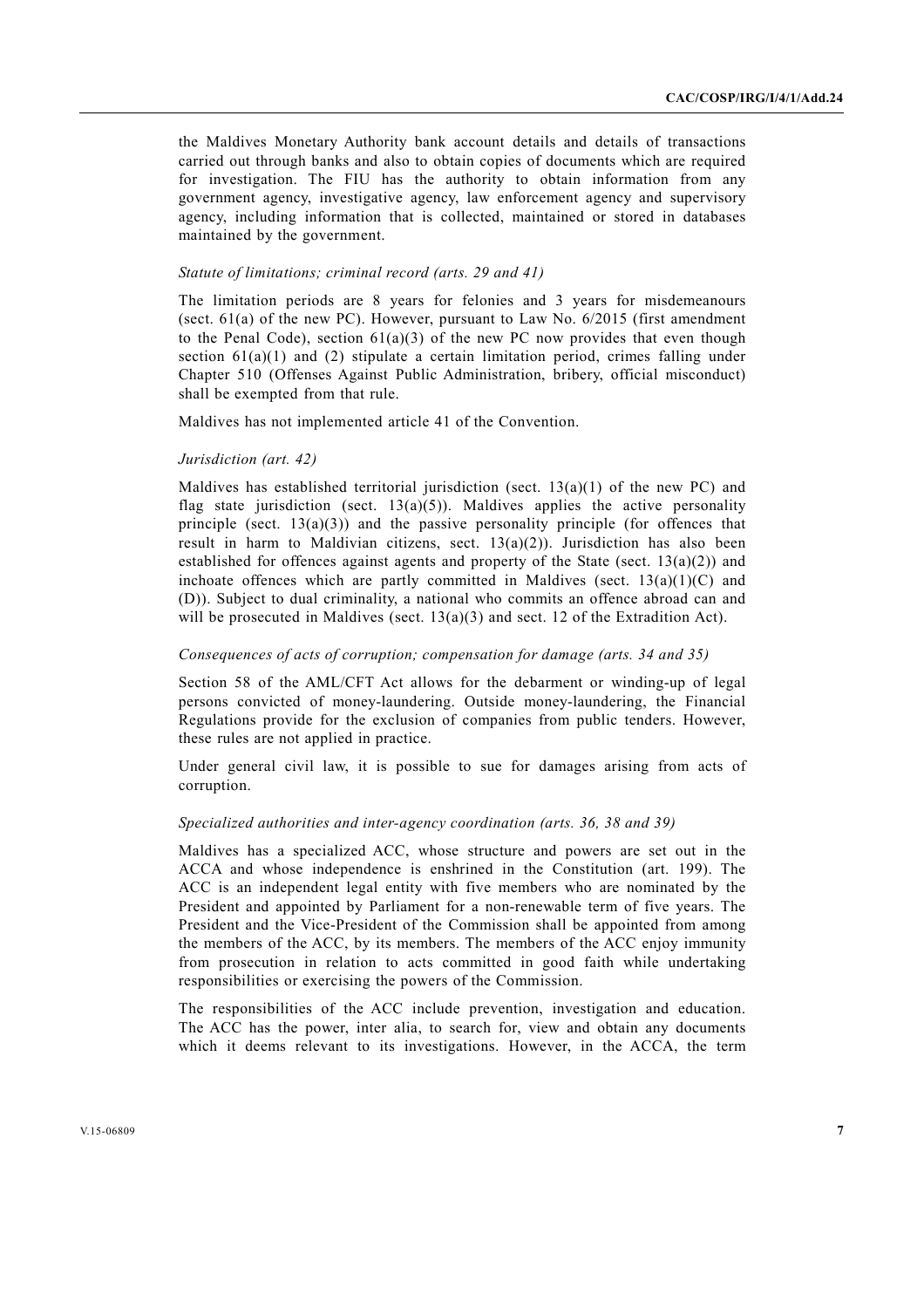the Maldives Monetary Authority bank account details and details of transactions carried out through banks and also to obtain copies of documents which are required for investigation. The FIU has the authority to obtain information from any government agency, investigative agency, law enforcement agency and supervisory agency, including information that is collected, maintained or stored in databases maintained by the government.

*Statute of limitations; criminal record (arts. 29 and 41)*

The limitation periods are 8 years for felonies and 3 years for misdemeanours (sect. 61(a) of the new PC). However, pursuant to Law No. 6/2015 (first amendment to the Penal Code), section 61(a)(3) of the new PC now provides that even though section 61(a)(1) and (2) stipulate a certain limitation period, crimes falling under Chapter 510 (Offenses Against Public Administration, bribery, official misconduct) shall be exempted from that rule.

Maldives has not implemented article 41 of the Convention.

*Jurisdiction (art. 42)*

Maldives has established territorial jurisdiction (sect. 13(a)(1) of the new PC) and flag state jurisdiction (sect. 13(a)(5)). Maldives applies the active personality principle (sect. 13(a)(3)) and the passive personality principle (for offences that result in harm to Maldivian citizens, sect. 13(a)(2)). Jurisdiction has also been established for offences against agents and property of the State (sect. 13(a)(2)) and inchoate offences which are partly committed in Maldives (sect. 13(a)(1)(C) and (D)). Subject to dual criminality, a national who commits an offence abroad can and will be prosecuted in Maldives (sect. 13(a)(3) and sect. 12 of the Extradition Act).

*Consequences of acts of corruption; compensation for damage (arts. 34 and 35)*

Section 58 of the AML/CFT Act allows for the debarment or winding-up of legal persons convicted of money-laundering. Outside money-laundering, the Financial Regulations provide for the exclusion of companies from public tenders. However, these rules are not applied in practice.

Under general civil law, it is possible to sue for damages arising from acts of corruption.

*Specialized authorities and inter-agency coordination (arts. 36, 38 and 39)*

Maldives has a specialized ACC, whose structure and powers are set out in the ACCA and whose independence is enshrined in the Constitution (art. 199). The ACC is an independent legal entity with five members who are nominated by the President and appointed by Parliament for a non-renewable term of five years. The President and the Vice-President of the Commission shall be appointed from among the members of the ACC, by its members. The members of the ACC enjoy immunity from prosecution in relation to acts committed in good faith while undertaking responsibilities or exercising the powers of the Commission.

The responsibilities of the ACC include prevention, investigation and education. The ACC has the power, inter alia, to search for, view and obtain any documents which it deems relevant to its investigations. However, in the ACCA, the term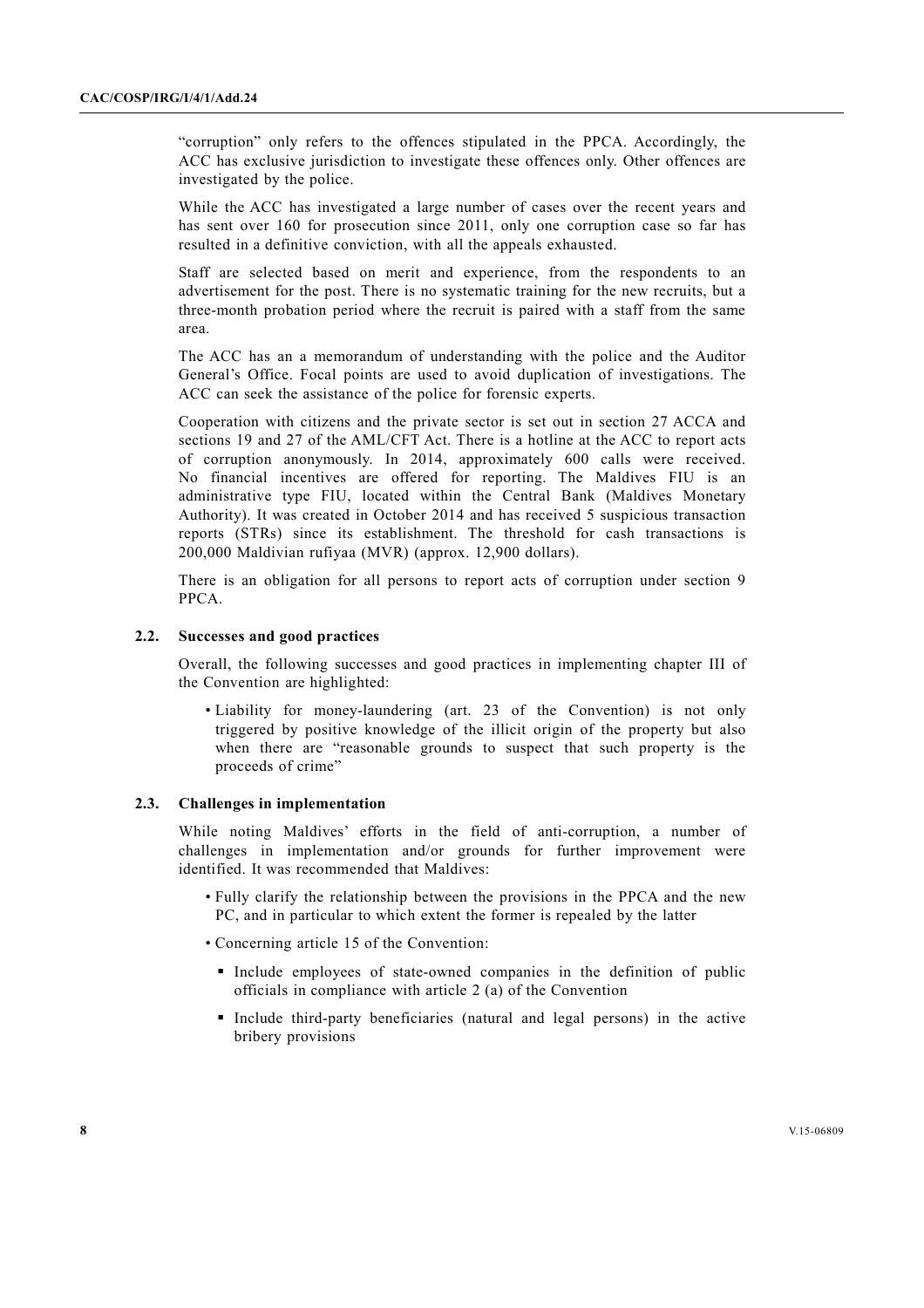"corruption" only refers to the offences stipulated in the PPCA. Accordingly, the ACC has exclusive jurisdiction to investigate these offences only. Other offences are investigated by the police.

While the ACC has investigated a large number of cases over the recent years and has sent over 160 for prosecution since 2011, only one corruption case so far has resulted in a definitive conviction, with all the appeals exhausted.

Staff are selected based on merit and experience, from the respondents to an advertisement for the post. There is no systematic training for the new recruits, but a three-month probation period where the recruit is paired with a staff from the same area.

The ACC has an a memorandum of understanding with the police and the Auditor General's Office. Focal points are used to avoid duplication of investigations. The ACC can seek the assistance of the police for forensic experts.

Cooperation with citizens and the private sector is set out in section 27 ACCA and sections 19 and 27 of the AML/CFT Act. There is a hotline at the ACC to report acts of corruption anonymously. In 2014, approximately 600 calls were received. No financial incentives are offered for reporting. The Maldives FIU is an administrative type FIU, located within the Central Bank (Maldives Monetary Authority). It was created in October 2014 and has received 5 suspicious transaction reports (STRs) since its establishment. The threshold for cash transactions is 200,000 Maldivian rufiyaa (MVR) (approx. 12,900 dollars).

There is an obligation for all persons to report acts of corruption under section 9 PPCA.

### 2.2. Successes and good practices

Overall, the following successes and good practices in implementing chapter III of the Convention are highlighted:

- Liability for money-laundering (art. 23 of the Convention) is not only triggered by positive knowledge of the illicit origin of the property but also when there are "reasonable grounds to suspect that such property is the proceeds of crime"

### 2.3. Challenges in implementation

While noting Maldives' efforts in the field of anti-corruption, a number of challenges in implementation and/or grounds for further improvement were identified. It was recommended that Maldives:

- Fully clarify the relationship between the provisions in the PPCA and the new PC, and in particular to which extent the former is repealed by the latter
- Concerning article 15 of the Convention:
  - Include employees of state-owned companies in the definition of public officials in compliance with article 2 (a) of the Convention
  - Include third-party beneficiaries (natural and legal persons) in the active bribery provisions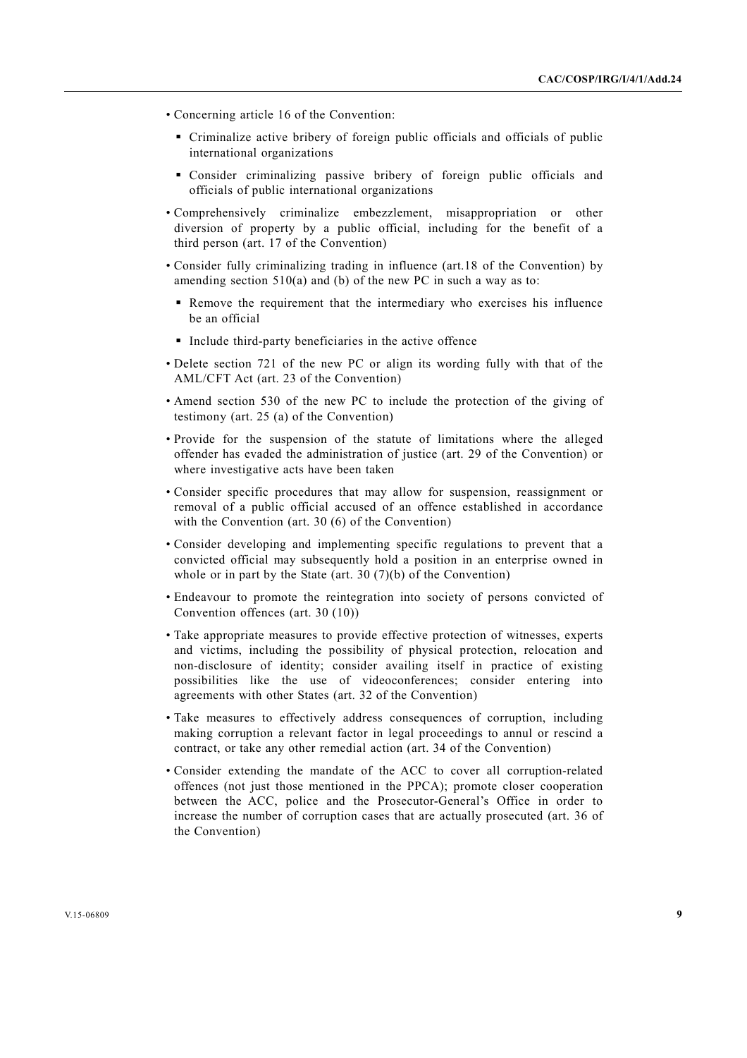- Concerning article 16 of the Convention:
  - Criminalize active bribery of foreign public officials and officials of public international organizations
  - Consider criminalizing passive bribery of foreign public officials and officials of public international organizations
- Comprehensively criminalize embezzlement, misappropriation or other diversion of property by a public official, including for the benefit of a third person (art. 17 of the Convention)
- Consider fully criminalizing trading in influence (art.18 of the Convention) by amending section 510(a) and (b) of the new PC in such a way as to:
  - Remove the requirement that the intermediary who exercises his influence be an official
  - Include third-party beneficiaries in the active offence
- Delete section 721 of the new PC or align its wording fully with that of the AML/CFT Act (art. 23 of the Convention)
- Amend section 530 of the new PC to include the protection of the giving of testimony (art. 25 (a) of the Convention)
- Provide for the suspension of the statute of limitations where the alleged offender has evaded the administration of justice (art. 29 of the Convention) or where investigative acts have been taken
- Consider specific procedures that may allow for suspension, reassignment or removal of a public official accused of an offence established in accordance with the Convention (art. 30 (6) of the Convention)
- Consider developing and implementing specific regulations to prevent that a convicted official may subsequently hold a position in an enterprise owned in whole or in part by the State (art. 30 (7)(b) of the Convention)
- Endeavour to promote the reintegration into society of persons convicted of Convention offences (art. 30 (10))
- Take appropriate measures to provide effective protection of witnesses, experts and victims, including the possibility of physical protection, relocation and non-disclosure of identity; consider availing itself in practice of existing possibilities like the use of videoconferences; consider entering into agreements with other States (art. 32 of the Convention)
- Take measures to effectively address consequences of corruption, including making corruption a relevant factor in legal proceedings to annul or rescind a contract, or take any other remedial action (art. 34 of the Convention)
- Consider extending the mandate of the ACC to cover all corruption-related offences (not just those mentioned in the PPCA); promote closer cooperation between the ACC, police and the Prosecutor-General's Office in order to increase the number of corruption cases that are actually prosecuted (art. 36 of the Convention)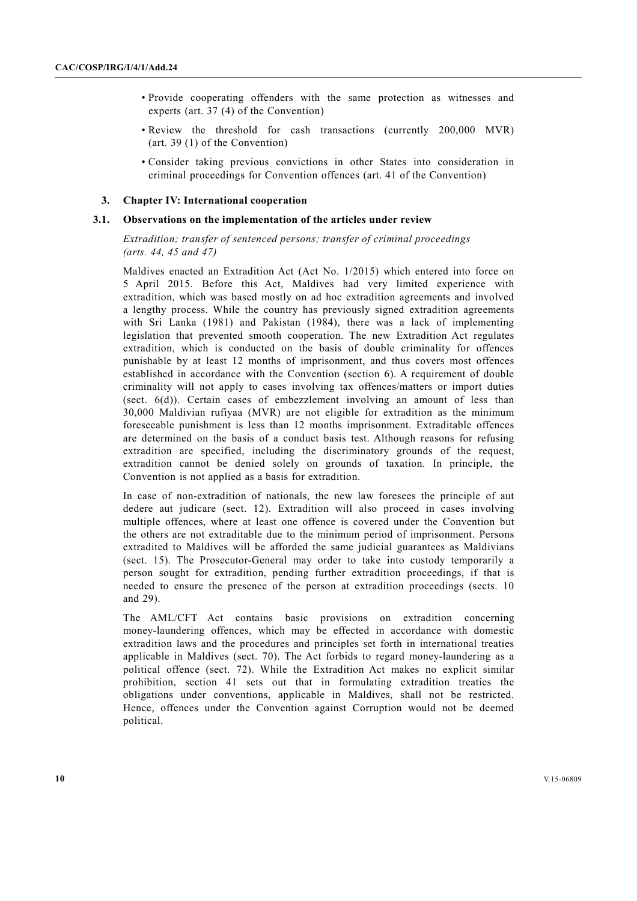- Provide cooperating offenders with the same protection as witnesses and experts (art. 37 (4) of the Convention)
- Review the threshold for cash transactions (currently 200,000 MVR) (art. 39 (1) of the Convention)
- Consider taking previous convictions in other States into consideration in criminal proceedings for Convention offences (art. 41 of the Convention)

## 3. Chapter IV: International cooperation

### 3.1. Observations on the implementation of the articles under review

*Extradition; transfer of sentenced persons; transfer of criminal proceedings (arts. 44, 45 and 47)*

Maldives enacted an Extradition Act (Act No. 1/2015) which entered into force on 5 April 2015. Before this Act, Maldives had very limited experience with extradition, which was based mostly on ad hoc extradition agreements and involved a lengthy process. While the country has previously signed extradition agreements with Sri Lanka (1981) and Pakistan (1984), there was a lack of implementing legislation that prevented smooth cooperation. The new Extradition Act regulates extradition, which is conducted on the basis of double criminality for offences punishable by at least 12 months of imprisonment, and thus covers most offences established in accordance with the Convention (section 6). A requirement of double criminality will not apply to cases involving tax offences/matters or import duties (sect. 6(d)). Certain cases of embezzlement involving an amount of less than 30,000 Maldivian rufiyaa (MVR) are not eligible for extradition as the minimum foreseeable punishment is less than 12 months imprisonment. Extraditable offences are determined on the basis of a conduct basis test. Although reasons for refusing extradition are specified, including the discriminatory grounds of the request, extradition cannot be denied solely on grounds of taxation. In principle, the Convention is not applied as a basis for extradition.

In case of non-extradition of nationals, the new law foresees the principle of aut dedere aut judicare (sect. 12). Extradition will also proceed in cases involving multiple offences, where at least one offence is covered under the Convention but the others are not extraditable due to the minimum period of imprisonment. Persons extradited to Maldives will be afforded the same judicial guarantees as Maldivians (sect. 15). The Prosecutor-General may order to take into custody temporarily a person sought for extradition, pending further extradition proceedings, if that is needed to ensure the presence of the person at extradition proceedings (sects. 10 and 29).

The AML/CFT Act contains basic provisions on extradition concerning money-laundering offences, which may be effected in accordance with domestic extradition laws and the procedures and principles set forth in international treaties applicable in Maldives (sect. 70). The Act forbids to regard money-laundering as a political offence (sect. 72). While the Extradition Act makes no explicit similar prohibition, section 41 sets out that in formulating extradition treaties the obligations under conventions, applicable in Maldives, shall not be restricted. Hence, offences under the Convention against Corruption would not be deemed political.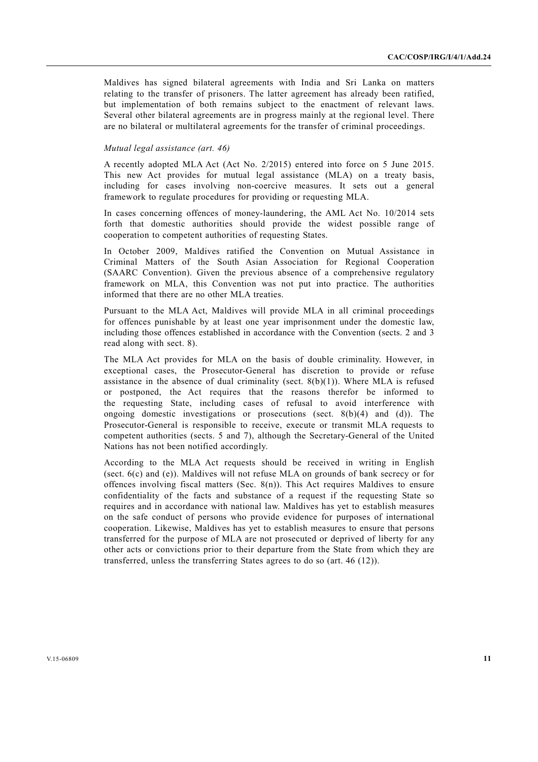Maldives has signed bilateral agreements with India and Sri Lanka on matters relating to the transfer of prisoners. The latter agreement has already been ratified, but implementation of both remains subject to the enactment of relevant laws. Several other bilateral agreements are in progress mainly at the regional level. There are no bilateral or multilateral agreements for the transfer of criminal proceedings.

*Mutual legal assistance (art. 46)*

A recently adopted MLA Act (Act No. 2/2015) entered into force on 5 June 2015. This new Act provides for mutual legal assistance (MLA) on a treaty basis, including for cases involving non-coercive measures. It sets out a general framework to regulate procedures for providing or requesting MLA.

In cases concerning offences of money-laundering, the AML Act No. 10/2014 sets forth that domestic authorities should provide the widest possible range of cooperation to competent authorities of requesting States.

In October 2009, Maldives ratified the Convention on Mutual Assistance in Criminal Matters of the South Asian Association for Regional Cooperation (SAARC Convention). Given the previous absence of a comprehensive regulatory framework on MLA, this Convention was not put into practice. The authorities informed that there are no other MLA treaties.

Pursuant to the MLA Act, Maldives will provide MLA in all criminal proceedings for offences punishable by at least one year imprisonment under the domestic law, including those offences established in accordance with the Convention (sects. 2 and 3 read along with sect. 8).

The MLA Act provides for MLA on the basis of double criminality. However, in exceptional cases, the Prosecutor-General has discretion to provide or refuse assistance in the absence of dual criminality (sect. 8(b)(1)). Where MLA is refused or postponed, the Act requires that the reasons therefor be informed to the requesting State, including cases of refusal to avoid interference with ongoing domestic investigations or prosecutions (sect. 8(b)(4) and (d)). The Prosecutor-General is responsible to receive, execute or transmit MLA requests to competent authorities (sects. 5 and 7), although the Secretary-General of the United Nations has not been notified accordingly.

According to the MLA Act requests should be received in writing in English (sect. 6(c) and (e)). Maldives will not refuse MLA on grounds of bank secrecy or for offences involving fiscal matters (Sec. 8(n)). This Act requires Maldives to ensure confidentiality of the facts and substance of a request if the requesting State so requires and in accordance with national law. Maldives has yet to establish measures on the safe conduct of persons who provide evidence for purposes of international cooperation. Likewise, Maldives has yet to establish measures to ensure that persons transferred for the purpose of MLA are not prosecuted or deprived of liberty for any other acts or convictions prior to their departure from the State from which they are transferred, unless the transferring States agrees to do so (art. 46 (12)).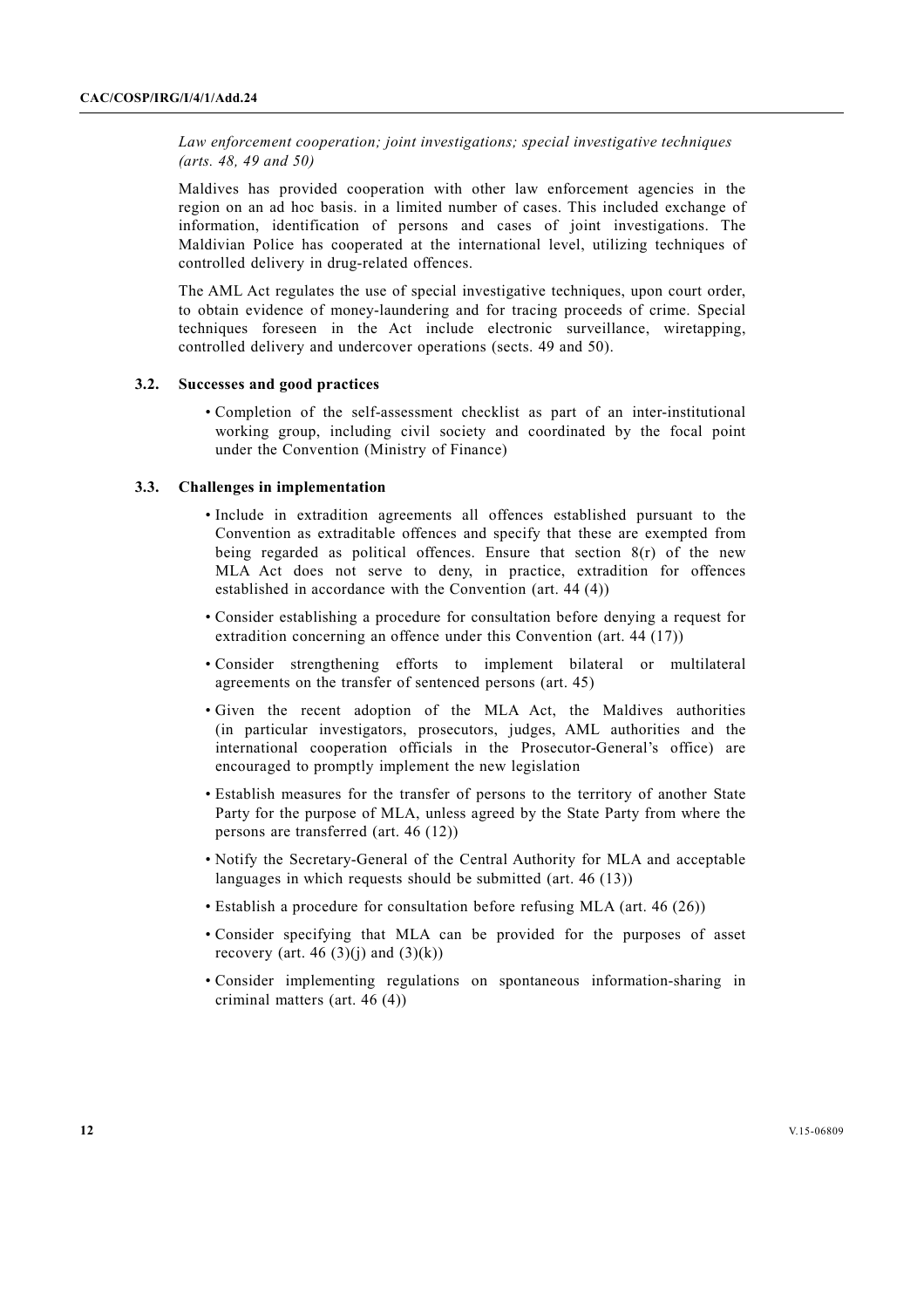*Law enforcement cooperation; joint investigations; special investigative techniques (arts. 48, 49 and 50)*

Maldives has provided cooperation with other law enforcement agencies in the region on an ad hoc basis. in a limited number of cases. This included exchange of information, identification of persons and cases of joint investigations. The Maldivian Police has cooperated at the international level, utilizing techniques of controlled delivery in drug-related offences.

The AML Act regulates the use of special investigative techniques, upon court order, to obtain evidence of money-laundering and for tracing proceeds of crime. Special techniques foreseen in the Act include electronic surveillance, wiretapping, controlled delivery and undercover operations (sects. 49 and 50).

### 3.2. Successes and good practices

- Completion of the self-assessment checklist as part of an inter-institutional working group, including civil society and coordinated by the focal point under the Convention (Ministry of Finance)

### 3.3. Challenges in implementation

- Include in extradition agreements all offences established pursuant to the Convention as extraditable offences and specify that these are exempted from being regarded as political offences. Ensure that section 8(r) of the new MLA Act does not serve to deny, in practice, extradition for offences established in accordance with the Convention (art. 44 (4))
- Consider establishing a procedure for consultation before denying a request for extradition concerning an offence under this Convention (art. 44 (17))
- Consider strengthening efforts to implement bilateral or multilateral agreements on the transfer of sentenced persons (art. 45)
- Given the recent adoption of the MLA Act, the Maldives authorities (in particular investigators, prosecutors, judges, AML authorities and the international cooperation officials in the Prosecutor-General's office) are encouraged to promptly implement the new legislation
- Establish measures for the transfer of persons to the territory of another State Party for the purpose of MLA, unless agreed by the State Party from where the persons are transferred (art. 46 (12))
- Notify the Secretary-General of the Central Authority for MLA and acceptable languages in which requests should be submitted (art. 46 (13))
- Establish a procedure for consultation before refusing MLA (art. 46 (26))
- Consider specifying that MLA can be provided for the purposes of asset recovery (art. 46 (3)(j) and (3)(k))
- Consider implementing regulations on spontaneous information-sharing in criminal matters (art. 46 (4))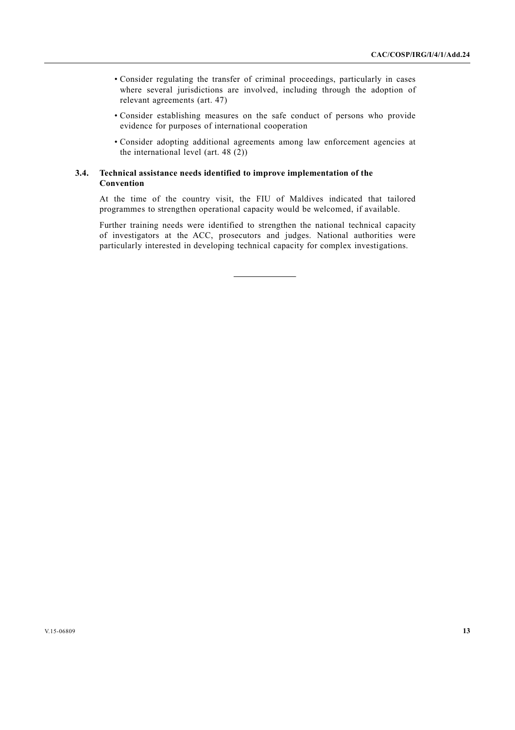- Consider regulating the transfer of criminal proceedings, particularly in cases where several jurisdictions are involved, including through the adoption of relevant agreements (art. 47)
- Consider establishing measures on the safe conduct of persons who provide evidence for purposes of international cooperation
- Consider adopting additional agreements among law enforcement agencies at the international level (art. 48 (2))

### 3.4. Technical assistance needs identified to improve implementation of the Convention

At the time of the country visit, the FIU of Maldives indicated that tailored programmes to strengthen operational capacity would be welcomed, if available.

Further training needs were identified to strengthen the national technical capacity of investigators at the ACC, prosecutors and judges. National authorities were particularly interested in developing technical capacity for complex investigations.